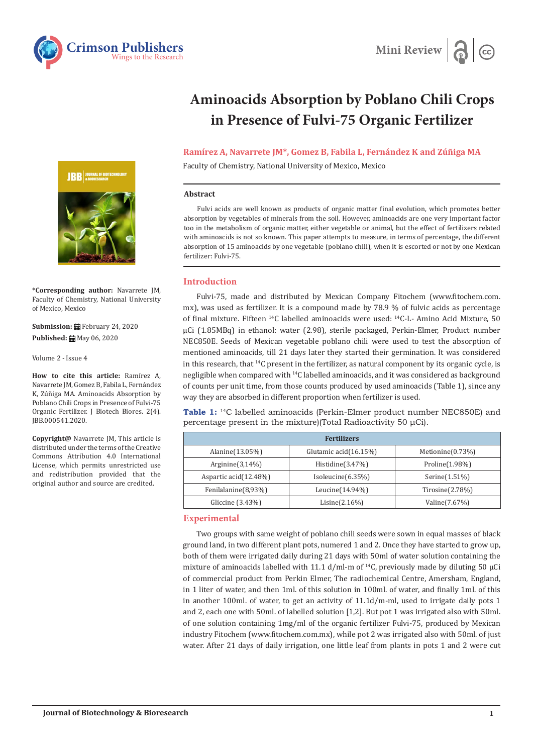Mini Review

# Aminoacids Absorption by Poblano Chili Crops in Presence of Fulvi-75 Organic Fertilizer

**Ramírez A, Navarrete JM\*, Gomez B, Fabila L, Fernández K and Zúñiga MA**

Faculty of Chemistry, National University of Mexico, Mexico

**\*Corresponding author:** Navarrete JM, Faculty of Chemistry, National University of Mexico, Mexico

**Submission:** February 24, 2020

**Published:** May 06, 2020

Volume 2 - Issue 4

**How to cite this article:** Ramírez A, Navarrete JM, Gomez B, Fabila L, Fernández K, Zúñiga MA. Aminoacids Absorption by Poblano Chili Crops in Presence of Fulvi-75 Organic Fertilizer. J Biotech Biores. 2(4). JBB.000541.2020.

**Copyright@** Navarrete JM, This article is distributed under the terms of the Creative Commons Attribution 4.0 International License, which permits unrestricted use and redistribution provided that the original author and source are credited.

### Abstract

Fulvi acids are well known as products of organic matter final evolution, which promotes better absorption by vegetables of minerals from the soil. However, aminoacids are one very important factor too in the metabolism of organic matter, either vegetable or animal, but the effect of fertilizers related with aminoacids is not so known. This paper attempts to measure, in terms of percentage, the different absorption of 15 aminoacids by one vegetable (poblano chili), when it is escorted or not by one Mexican fertilizer: Fulvi-75.

## Introduction

Fulvi-75, made and distributed by Mexican Company Fitochem (www.fitochem.com.mx), was used as fertilizer. It is a compound made by 78.9 % of fulvic acids as percentage of final mixture. Fifteen $^{14}C$ labelled aminoacids were used: $^{14}C$-L- Amino Acid Mixture, 50 µCi (1.85MBq) in ethanol: water (2.98), sterile packaged, Perkin-Elmer, Product number NEC850E. Seeds of Mexican vegetable poblano chili were used to test the absorption of mentioned aminoacids, till 21 days later they started their germination. It was considered in this research, that $^{14}C$ present in the fertilizer, as natural component by its organic cycle, is negligible when compared with $^{14}C$ labelled aminoacids, and it was considered as background of counts per unit time, from those counts produced by used aminoacids (Table 1), since any way they are absorbed in different proportion when fertilizer is used.

**Table 1:** $^{14}C$ labelled aminoacids (Perkin-Elmer product number NEC850E) and percentage present in the mixture)(Total Radioactivity 50 µCi).

| Fertilizers | | |
|---|---|---|
| Alanine(13.05%) | Glutamic acid(16.15%) | Metionine(0.73%) |
| Arginine(3,14%) | Histidine(3.47%) | Proline(1.98%) |
| Aspartic acid(12.48%) | Isoleucine(6.35%) | Serine(1.51%) |
| Fenilalanine(8,93%) | Leucine(14.94%) | Tirosine(2.78%) |
| Gliccine (3.43%) | Lisine(2.16%) | Valine(7.67%) |

## Experimental

Two groups with same weight of poblano chili seeds were sown in equal masses of black ground land, in two different plant pots, numered 1 and 2. Once they have started to grow up, both of them were irrigated daily during 21 days with 50ml of water solution containing the mixture of aminoacids labelled with 11.1 d/ml-m of $^{14}C$, previously made by diluting 50 µCi of commercial product from Perkin Elmer, The radiochemical Centre, Amersham, England, in 1 liter of water, and then 1ml. of this solution in 100ml. of water, and finally 1ml. of this in another 100ml. of water, to get an activity of 11.1d/m-ml, used to irrigate daily pots 1 and 2, each one with 50ml. of labelled solution [1,2]. But pot 1 was irrigated also with 50ml. of one solution containing 1mg/ml of the organic fertilizer Fulvi-75, produced by Mexican industry Fitochem (www.fitochem.com.mx), while pot 2 was irrigated also with 50ml. of just water. After 21 days of daily irrigation, one little leaf from plants in pots 1 and 2 were cut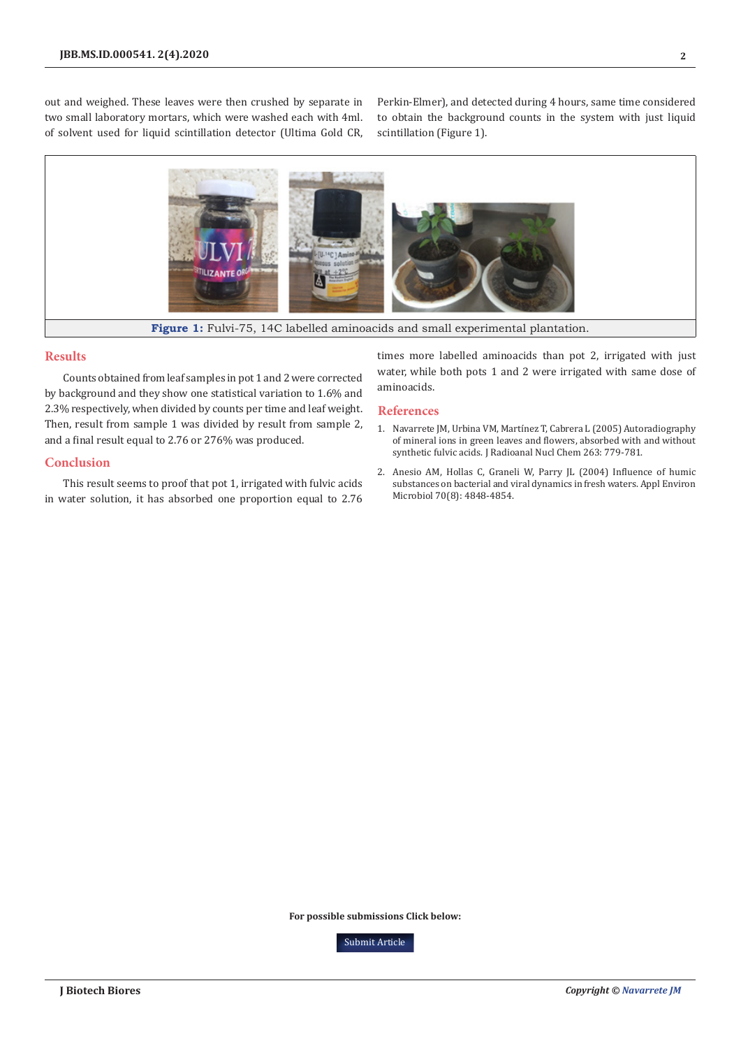out and weighed. These leaves were then crushed by separate in two small laboratory mortars, which were washed each with 4ml. of solvent used for liquid scintillation detector (Ultima Gold CR, Perkin-Elmer), and detected during 4 hours, same time considered to obtain the background counts in the system with just liquid scintillation (Figure 1).

**Figure 1:** Fulvi-75, 14C labelled aminoacids and small experimental plantation.

## Results

Counts obtained from leaf samples in pot 1 and 2 were corrected by background and they show one statistical variation to 1.6% and 2.3% respectively, when divided by counts per time and leaf weight. Then, result from sample 1 was divided by result from sample 2, and a final result equal to 2.76 or 276% was produced.

## Conclusion

This result seems to proof that pot 1, irrigated with fulvic acids in water solution, it has absorbed one proportion equal to 2.76 times more labelled aminoacids than pot 2, irrigated with just water, while both pots 1 and 2 were irrigated with same dose of aminoacids.

## References

1. Navarrete JM, Urbina VM, Martínez T, Cabrera L (2005) Autoradiography of mineral ions in green leaves and flowers, absorbed with and without synthetic fulvic acids. J Radioanal Nucl Chem 263: 779-781.
2. Anesio AM, Hollas C, Graneli W, Parry JL (2004) Influence of humic substances on bacterial and viral dynamics in fresh waters. Appl Environ Microbiol 70(8): 4848-4854.

**For possible submissions Click below:**

Submit Article